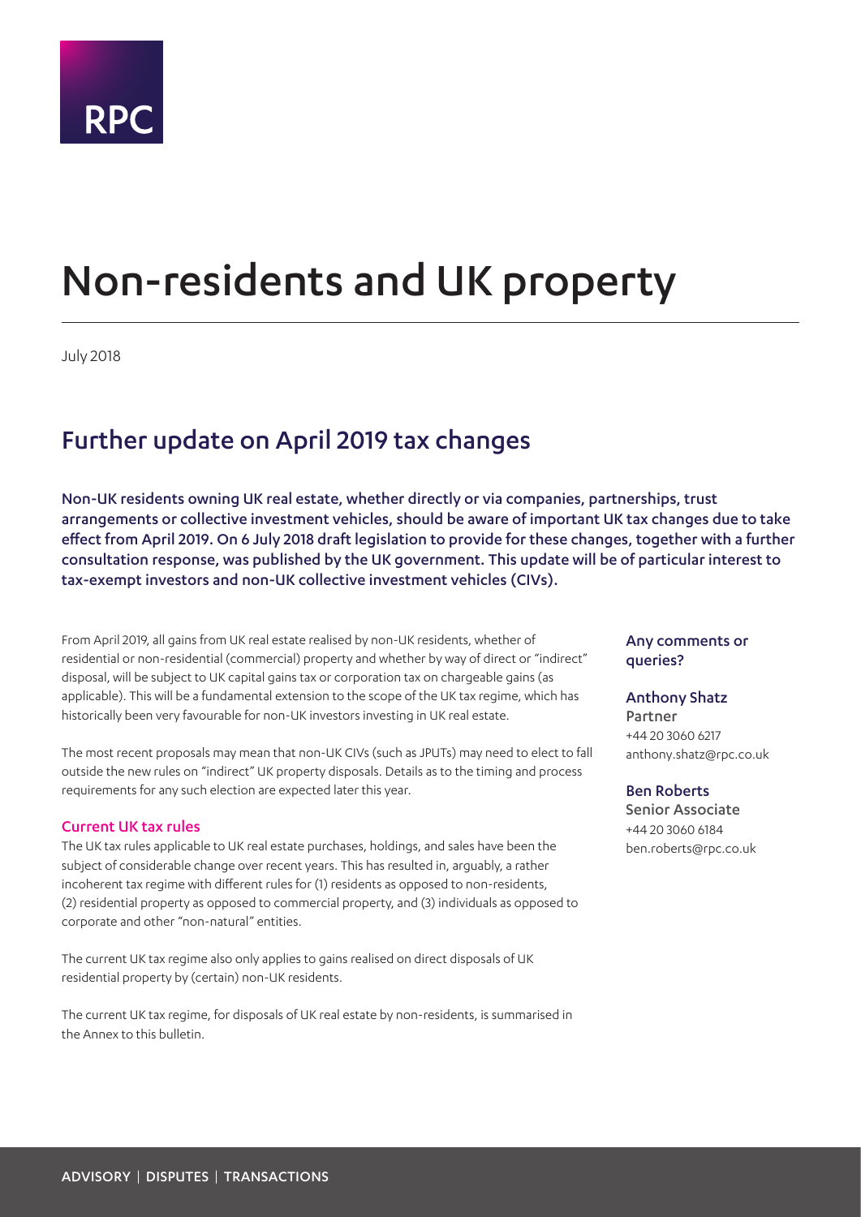RPC

# Non-residents and UK property

July 2018

## Further update on April 2019 tax changes

**Non-UK residents owning UK real estate, whether directly or via companies, partnerships, trust arrangements or collective investment vehicles, should be aware of important UK tax changes due to take effect from April 2019. On 6 July 2018 draft legislation to provide for these changes, together with a further consultation response, was published by the UK government. This update will be of particular interest to tax-exempt investors and non-UK collective investment vehicles (CIVs).**

From April 2019, all gains from UK real estate realised by non-UK residents, whether of residential or non-residential (commercial) property and whether by way of direct or "indirect" disposal, will be subject to UK capital gains tax or corporation tax on chargeable gains (as applicable). This will be a fundamental extension to the scope of the UK tax regime, which has historically been very favourable for non-UK investors investing in UK real estate.

The most recent proposals may mean that non-UK CIVs (such as JPUTs) may need to elect to fall outside the new rules on "indirect" UK property disposals. Details as to the timing and process requirements for any such election are expected later this year.

### Current UK tax rules

The UK tax rules applicable to UK real estate purchases, holdings, and sales have been the subject of considerable change over recent years. This has resulted in, arguably, a rather incoherent tax regime with different rules for (1) residents as opposed to non-residents, (2) residential property as opposed to commercial property, and (3) individuals as opposed to corporate and other "non-natural" entities.

The current UK tax regime also only applies to gains realised on direct disposals of UK residential property by (certain) non-UK residents.

The current UK tax regime, for disposals of UK real estate by non-residents, is summarised in the Annex to this bulletin.

**Any comments or queries?**

**Anthony Shatz**
Partner
+44 20 3060 6217
anthony.shatz@rpc.co.uk

**Ben Roberts**
Senior Associate
+44 20 3060 6184
ben.roberts@rpc.co.uk

ADVISORY | DISPUTES | TRANSACTIONS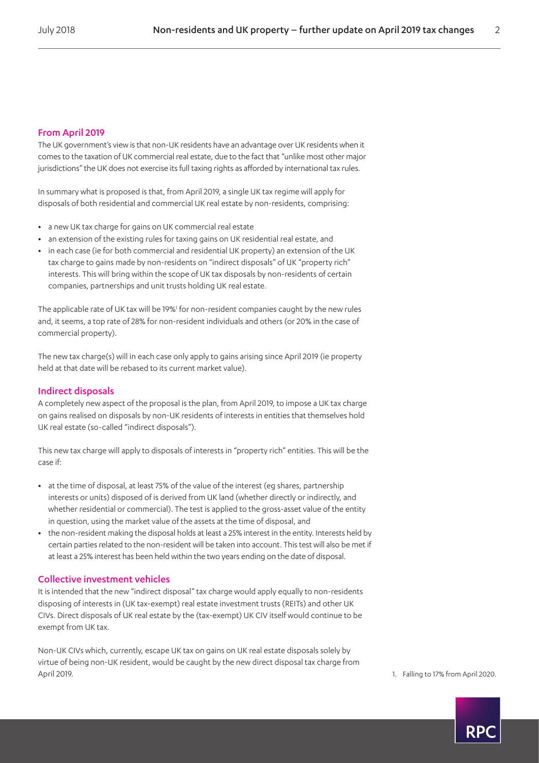## From April 2019

The UK government's view is that non-UK residents have an advantage over UK residents when it comes to the taxation of UK commercial real estate, due to the fact that "unlike most other major jurisdictions" the UK does not exercise its full taxing rights as afforded by international tax rules.

In summary what is proposed is that, from April 2019, a single UK tax regime will apply for disposals of both residential and commercial UK real estate by non-residents, comprising:

- a new UK tax charge for gains on UK commercial real estate
- an extension of the existing rules for taxing gains on UK residential real estate, and
- in each case (ie for both commercial and residential UK property) an extension of the UK tax charge to gains made by non-residents on "indirect disposals" of UK "property rich" interests. This will bring within the scope of UK tax disposals by non-residents of certain companies, partnerships and unit trusts holding UK real estate.

The applicable rate of UK tax will be 19%[1] for non-resident companies caught by the new rules and, it seems, a top rate of 28% for non-resident individuals and others (or 20% in the case of commercial property).

The new tax charge(s) will in each case only apply to gains arising since April 2019 (ie property held at that date will be rebased to its current market value).

## Indirect disposals

A completely new aspect of the proposal is the plan, from April 2019, to impose a UK tax charge on gains realised on disposals by non-UK residents of interests in entities that themselves hold UK real estate (so-called "indirect disposals").

This new tax charge will apply to disposals of interests in "property rich" entities. This will be the case if:

- at the time of disposal, at least 75% of the value of the interest (eg shares, partnership interests or units) disposed of is derived from UK land (whether directly or indirectly, and whether residential or commercial). The test is applied to the gross-asset value of the entity in question, using the market value of the assets at the time of disposal, and
- the non-resident making the disposal holds at least a 25% interest in the entity. Interests held by certain parties related to the non-resident will be taken into account. This test will also be met if at least a 25% interest has been held within the two years ending on the date of disposal.

## Collective investment vehicles

It is intended that the new "indirect disposal" tax charge would apply equally to non-residents disposing of interests in (UK tax-exempt) real estate investment trusts (REITs) and other UK CIVs. Direct disposals of UK real estate by the (tax-exempt) UK CIV itself would continue to be exempt from UK tax.

Non-UK CIVs which, currently, escape UK tax on gains on UK real estate disposals solely by virtue of being non-UK resident, would be caught by the new direct disposal tax charge from April 2019.

1. Falling to 17% from April 2020.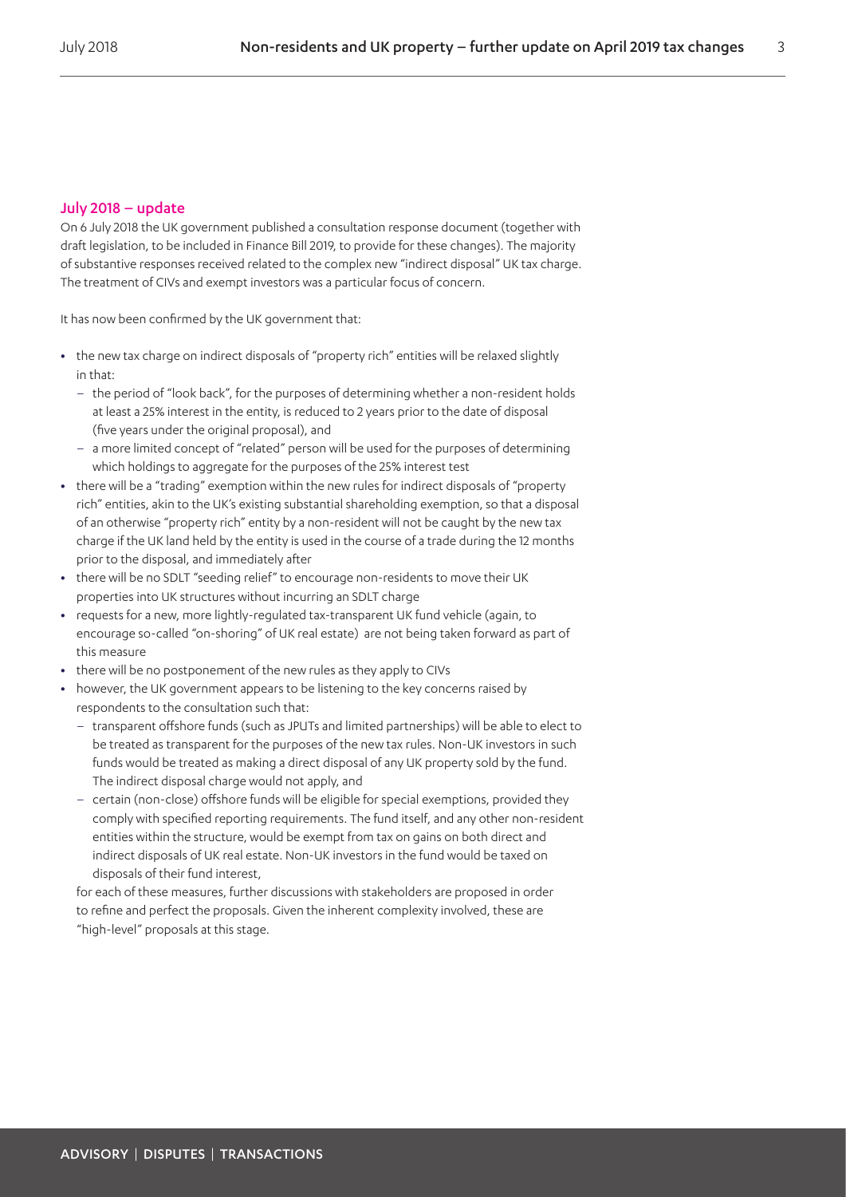## July 2018 – update

On 6 July 2018 the UK government published a consultation response document (together with draft legislation, to be included in Finance Bill 2019, to provide for these changes). The majority of substantive responses received related to the complex new "indirect disposal" UK tax charge. The treatment of CIVs and exempt investors was a particular focus of concern.

It has now been confirmed by the UK government that:

- the new tax charge on indirect disposals of "property rich" entities will be relaxed slightly in that:
  - the period of "look back", for the purposes of determining whether a non-resident holds at least a 25% interest in the entity, is reduced to 2 years prior to the date of disposal (five years under the original proposal), and
  - a more limited concept of "related" person will be used for the purposes of determining which holdings to aggregate for the purposes of the 25% interest test
- there will be a "trading" exemption within the new rules for indirect disposals of "property rich" entities, akin to the UK's existing substantial shareholding exemption, so that a disposal of an otherwise "property rich" entity by a non-resident will not be caught by the new tax charge if the UK land held by the entity is used in the course of a trade during the 12 months prior to the disposal, and immediately after
- there will be no SDLT "seeding relief" to encourage non-residents to move their UK properties into UK structures without incurring an SDLT charge
- requests for a new, more lightly-regulated tax-transparent UK fund vehicle (again, to encourage so-called "on-shoring" of UK real estate) are not being taken forward as part of this measure
- there will be no postponement of the new rules as they apply to CIVs
- however, the UK government appears to be listening to the key concerns raised by respondents to the consultation such that:
  - transparent offshore funds (such as JPUTs and limited partnerships) will be able to elect to be treated as transparent for the purposes of the new tax rules. Non-UK investors in such funds would be treated as making a direct disposal of any UK property sold by the fund. The indirect disposal charge would not apply, and
  - certain (non-close) offshore funds will be eligible for special exemptions, provided they comply with specified reporting requirements. The fund itself, and any other non-resident entities within the structure, would be exempt from tax on gains on both direct and indirect disposals of UK real estate. Non-UK investors in the fund would be taxed on disposals of their fund interest,

  for each of these measures, further discussions with stakeholders are proposed in order to refine and perfect the proposals. Given the inherent complexity involved, these are "high-level" proposals at this stage.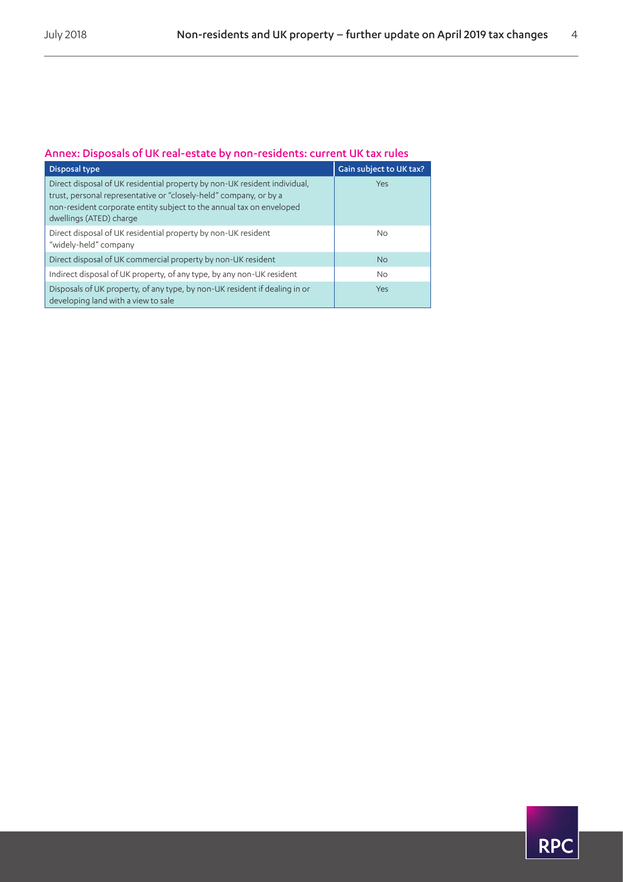## Annex: Disposals of UK real-estate by non-residents: current UK tax rules

| Disposal type | Gain subject to UK tax? |
|---|---|
| Direct disposal of UK residential property by non-UK resident individual, trust, personal representative or "closely-held" company, or by a non-resident corporate entity subject to the annual tax on enveloped dwellings (ATED) charge | Yes |
| Direct disposal of UK residential property by non-UK resident "widely-held" company | No |
| Direct disposal of UK commercial property by non-UK resident | No |
| Indirect disposal of UK property, of any type, by any non-UK resident | No |
| Disposals of UK property, of any type, by non-UK resident if dealing in or developing land with a view to sale | Yes |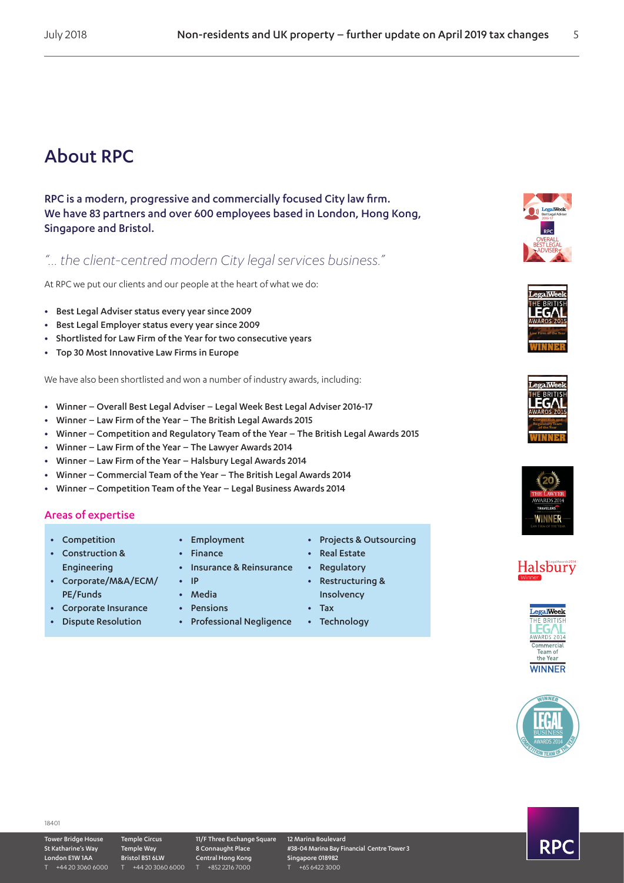# About RPC

**RPC is a modern, progressive and commercially focused City law firm. We have 83 partners and over 600 employees based in London, Hong Kong, Singapore and Bristol.**

*"... the client-centred modern City legal services business."*

At RPC we put our clients and our people at the heart of what we do:

- Best Legal Adviser status every year since 2009
- Best Legal Employer status every year since 2009
- Shortlisted for Law Firm of the Year for two consecutive years
- Top 30 Most Innovative Law Firms in Europe

We have also been shortlisted and won a number of industry awards, including:

- Winner – Overall Best Legal Adviser – Legal Week Best Legal Adviser 2016-17
- Winner – Law Firm of the Year – The British Legal Awards 2015
- Winner – Competition and Regulatory Team of the Year – The British Legal Awards 2015
- Winner – Law Firm of the Year – The Lawyer Awards 2014
- Winner – Law Firm of the Year – Halsbury Legal Awards 2014
- Winner – Commercial Team of the Year – The British Legal Awards 2014
- Winner – Competition Team of the Year – Legal Business Awards 2014

## Areas of expertise

- Competition
- Construction & Engineering
- Corporate/M&A/ECM/PE/Funds
- Corporate Insurance
- Dispute Resolution
- Employment
- Finance
- Insurance & Reinsurance
- IP
- Media
- Pensions
- Professional Negligence
- Projects & Outsourcing
- Real Estate
- Regulatory
- Restructuring & Insolvency
- Tax
- Technology

18401

Tower Bridge House
St Katharine's Way
London E1W 1AA
T +44 20 3060 6000

Temple Circus
Temple Way
Bristol BS1 6LW
T +44 20 3060 6000

11/F Three Exchange Square
8 Connaught Place
Central Hong Kong
T +852 2216 7000

12 Marina Boulevard
#38-04 Marina Bay Financial Centre Tower 3
Singapore 018982
T +65 6422 3000